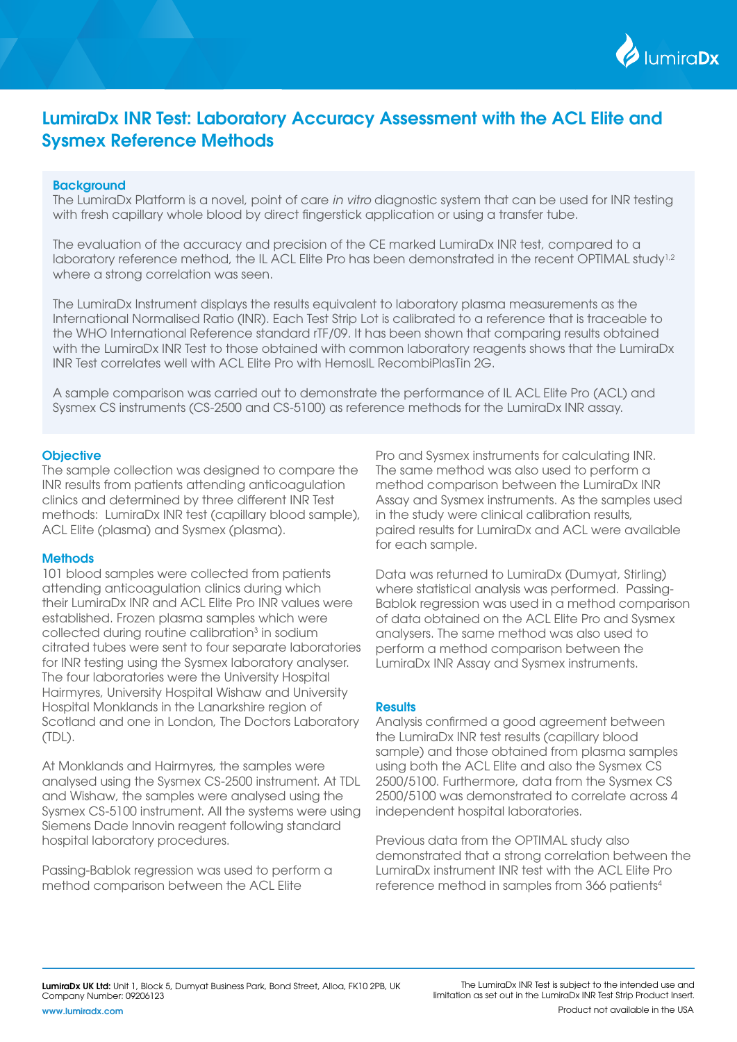# LumiraDx INR Test: Laboratory Accuracy Assessment with the ACL Elite and Sysmex Reference Methods

## Background

The LumiraDx Platform is a novel, point of care *in vitro* diagnostic system that can be used for INR testing with fresh capillary whole blood by direct fingerstick application or using a transfer tube.

The evaluation of the accuracy and precision of the CE marked LumiraDx INR test, compared to a laboratory reference method, the IL ACL Elite Pro has been demonstrated in the recent OPTIMAL study[1,2] where a strong correlation was seen.

The LumiraDx Instrument displays the results equivalent to laboratory plasma measurements as the International Normalised Ratio (INR). Each Test Strip Lot is calibrated to a reference that is traceable to the WHO International Reference standard rTF/09. It has been shown that comparing results obtained with the LumiraDx INR Test to those obtained with common laboratory reagents shows that the LumiraDx INR Test correlates well with ACL Elite Pro with HemosIL RecombiPlasTin 2G.

A sample comparison was carried out to demonstrate the performance of IL ACL Elite Pro (ACL) and Sysmex CS instruments (CS-2500 and CS-5100) as reference methods for the LumiraDx INR assay.

## Objective

The sample collection was designed to compare the INR results from patients attending anticoagulation clinics and determined by three different INR Test methods: LumiraDx INR test (capillary blood sample), ACL Elite (plasma) and Sysmex (plasma).

## Methods

101 blood samples were collected from patients attending anticoagulation clinics during which their LumiraDx INR and ACL Elite Pro INR values were established. Frozen plasma samples which were collected during routine calibration[3] in sodium citrated tubes were sent to four separate laboratories for INR testing using the Sysmex laboratory analyser. The four laboratories were the University Hospital Hairmyres, University Hospital Wishaw and University Hospital Monklands in the Lanarkshire region of Scotland and one in London, The Doctors Laboratory (TDL).

At Monklands and Hairmyres, the samples were analysed using the Sysmex CS-2500 instrument. At TDL and Wishaw, the samples were analysed using the Sysmex CS-5100 instrument. All the systems were using Siemens Dade Innovin reagent following standard hospital laboratory procedures.

Passing-Bablok regression was used to perform a method comparison between the ACL Elite Pro and Sysmex instruments for calculating INR. The same method was also used to perform a method comparison between the LumiraDx INR Assay and Sysmex instruments. As the samples used in the study were clinical calibration results, paired results for LumiraDx and ACL were available for each sample.

Data was returned to LumiraDx (Dumyat, Stirling) where statistical analysis was performed. Passing-Bablok regression was used in a method comparison of data obtained on the ACL Elite Pro and Sysmex analysers. The same method was also used to perform a method comparison between the LumiraDx INR Assay and Sysmex instruments.

## Results

Analysis confirmed a good agreement between the LumiraDx INR test results (capillary blood sample) and those obtained from plasma samples using both the ACL Elite and also the Sysmex CS 2500/5100. Furthermore, data from the Sysmex CS 2500/5100 was demonstrated to correlate across 4 independent hospital laboratories.

Previous data from the OPTIMAL study also demonstrated that a strong correlation between the LumiraDx instrument INR test with the ACL Elite Pro reference method in samples from 366 patients[4]

**LumiraDx UK Ltd:** Unit 1, Block 5, Dumyat Business Park, Bond Street, Alloa, FK10 2PB, UK
Company Number: 09206123
www.lumiradx.com

The LumiraDx INR Test is subject to the intended use and limitation as set out in the LumiraDx INR Test Strip Product Insert.
Product not available in the USA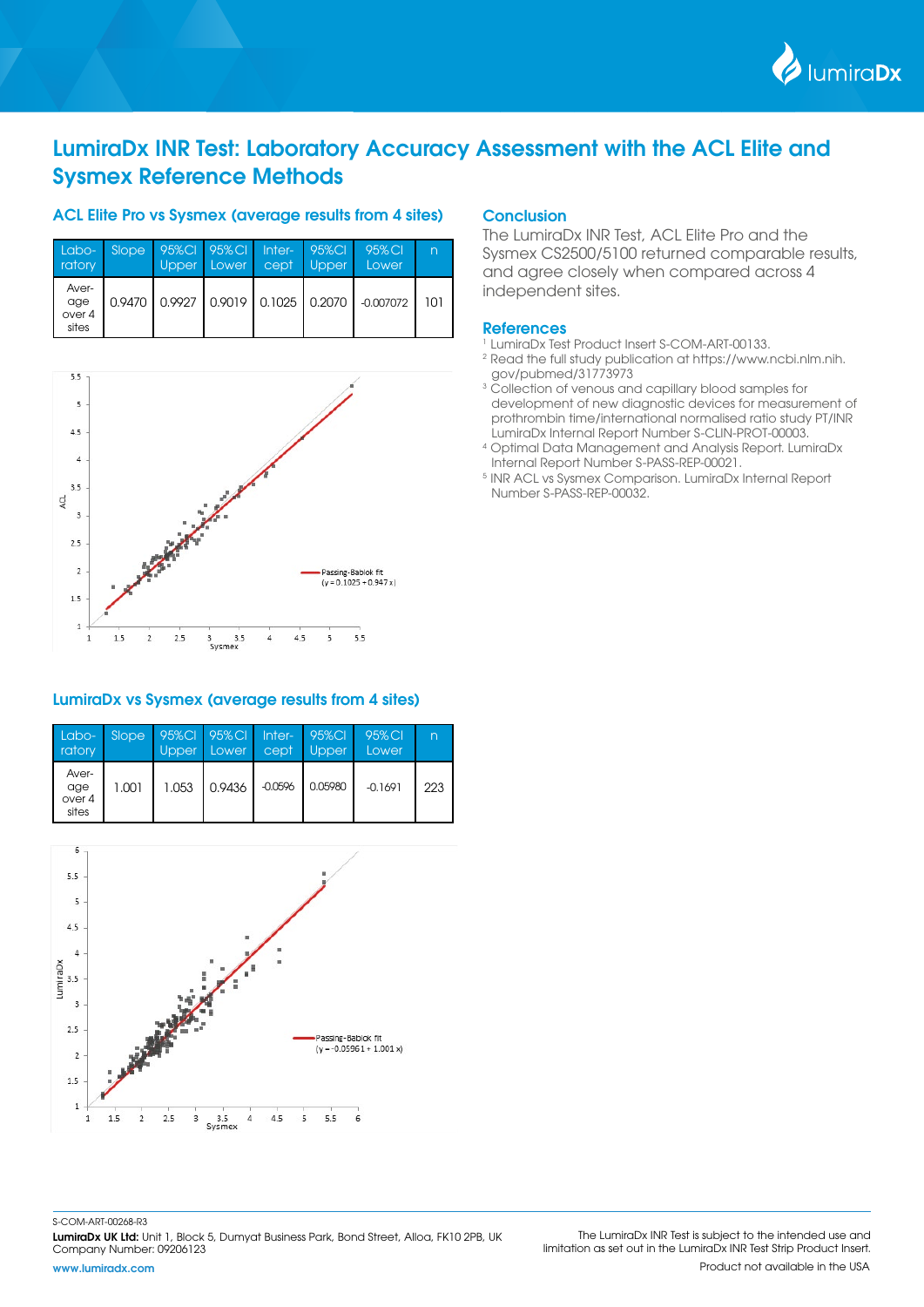# LumiraDx INR Test: Laboratory Accuracy Assessment with the ACL Elite and Sysmex Reference Methods

## ACL Elite Pro vs Sysmex (average results from 4 sites)

| Laboratory | Slope | 95%CI Upper | 95%CI Lower | Intercept | 95%CI Upper | 95%CI Lower | n |
|---|---|---|---|---|---|---|---|
| Average over 4 sites | 0.9470 | 0.9927 | 0.9019 | 0.1025 | 0.2070 | -0.007072 | 101 |

ACL

Sysmex

1 1.5 2 2.5 3 3.5 4 4.5 5 5.5

Passing-Bablok fit
(y = 0.1025 + 0.947 x)

## LumiraDx vs Sysmex (average results from 4 sites)

| Laboratory | Slope | 95%CI Upper | 95%CI Lower | Intercept | 95%CI Upper | 95%CI Lower | n |
|---|---|---|---|---|---|---|---|
| Average over 4 sites | 1.001 | 1.053 | 0.9436 | -0.0596 | 0.05980 | -0.1691 | 223 |

LumiraDx

Sysmex

1 1.5 2 2.5 3 3.5 4 4.5 5 5.5 6

Passing-Bablok fit
(y = -0.05961 + 1.001 x)

## Conclusion

The LumiraDx INR Test, ACL Elite Pro and the Sysmex CS2500/5100 returned comparable results, and agree closely when compared across 4 independent sites.

## References

1. LumiraDx Test Product Insert S-COM-ART-00133.
2. Read the full study publication at https://www.ncbi.nlm.nih.gov/pubmed/31773973
3. Collection of venous and capillary blood samples for development of new diagnostic devices for measurement of prothrombin time/international normalised ratio study PT/INR LumiraDx Internal Report Number S-CLIN-PROT-00003.
4. Optimal Data Management and Analysis Report. LumiraDx Internal Report Number S-PASS-REP-00021.
5. INR ACL vs Sysmex Comparison. LumiraDx Internal Report Number S-PASS-REP-00032.

S-COM-ART-00268-R3

**LumiraDx UK Ltd:** Unit 1, Block 5, Dumyat Business Park, Bond Street, Alloa, FK10 2PB, UK
Company Number: 09206123

www.lumiradx.com

The LumiraDx INR Test is subject to the intended use and limitation as set out in the LumiraDx INR Test Strip Product Insert.

Product not available in the USA